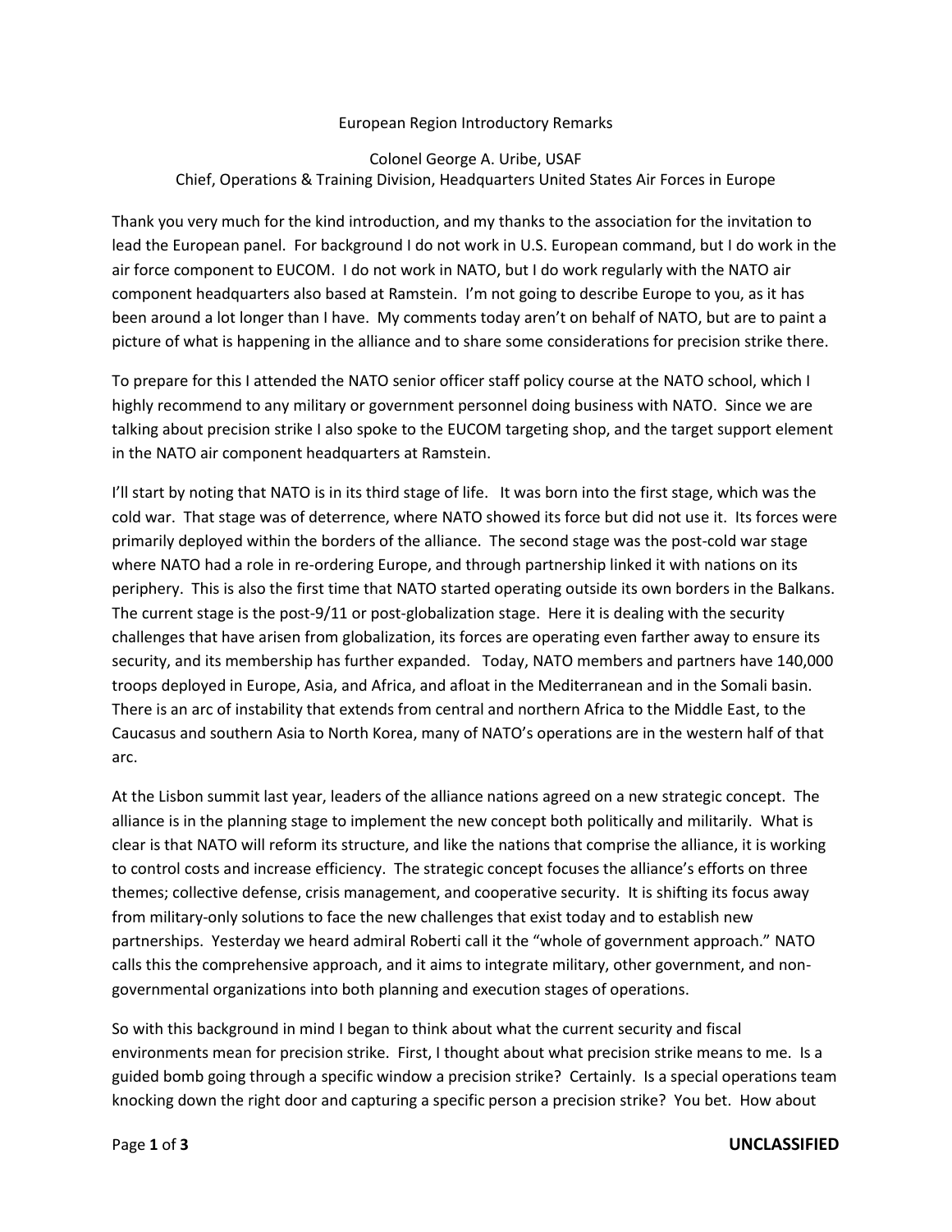# European Region Introductory Remarks

Colonel George A. Uribe, USAF
Chief, Operations & Training Division, Headquarters United States Air Forces in Europe

Thank you very much for the kind introduction, and my thanks to the association for the invitation to lead the European panel. For background I do not work in U.S. European command, but I do work in the air force component to EUCOM. I do not work in NATO, but I do work regularly with the NATO air component headquarters also based at Ramstein. I'm not going to describe Europe to you, as it has been around a lot longer than I have. My comments today aren't on behalf of NATO, but are to paint a picture of what is happening in the alliance and to share some considerations for precision strike there.

To prepare for this I attended the NATO senior officer staff policy course at the NATO school, which I highly recommend to any military or government personnel doing business with NATO. Since we are talking about precision strike I also spoke to the EUCOM targeting shop, and the target support element in the NATO air component headquarters at Ramstein.

I'll start by noting that NATO is in its third stage of life. It was born into the first stage, which was the cold war. That stage was of deterrence, where NATO showed its force but did not use it. Its forces were primarily deployed within the borders of the alliance. The second stage was the post-cold war stage where NATO had a role in re-ordering Europe, and through partnership linked it with nations on its periphery. This is also the first time that NATO started operating outside its own borders in the Balkans. The current stage is the post-9/11 or post-globalization stage. Here it is dealing with the security challenges that have arisen from globalization, its forces are operating even farther away to ensure its security, and its membership has further expanded. Today, NATO members and partners have 140,000 troops deployed in Europe, Asia, and Africa, and afloat in the Mediterranean and in the Somali basin. There is an arc of instability that extends from central and northern Africa to the Middle East, to the Caucasus and southern Asia to North Korea, many of NATO's operations are in the western half of that arc.

At the Lisbon summit last year, leaders of the alliance nations agreed on a new strategic concept. The alliance is in the planning stage to implement the new concept both politically and militarily. What is clear is that NATO will reform its structure, and like the nations that comprise the alliance, it is working to control costs and increase efficiency. The strategic concept focuses the alliance's efforts on three themes; collective defense, crisis management, and cooperative security. It is shifting its focus away from military-only solutions to face the new challenges that exist today and to establish new partnerships. Yesterday we heard admiral Roberti call it the "whole of government approach." NATO calls this the comprehensive approach, and it aims to integrate military, other government, and non-governmental organizations into both planning and execution stages of operations.

So with this background in mind I began to think about what the current security and fiscal environments mean for precision strike. First, I thought about what precision strike means to me. Is a guided bomb going through a specific window a precision strike? Certainly. Is a special operations team knocking down the right door and capturing a specific person a precision strike? You bet. How about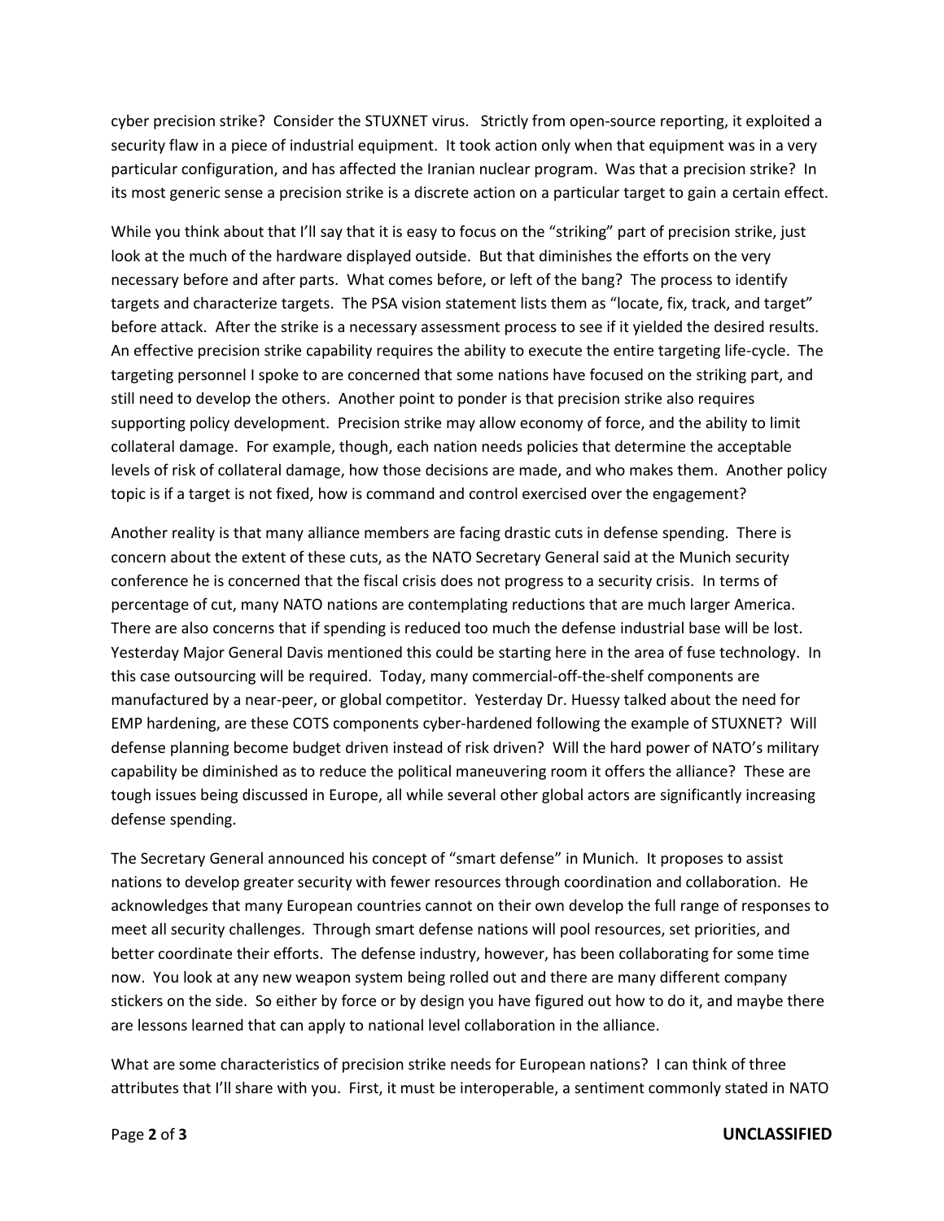cyber precision strike? Consider the STUXNET virus. Strictly from open-source reporting, it exploited a security flaw in a piece of industrial equipment. It took action only when that equipment was in a very particular configuration, and has affected the Iranian nuclear program. Was that a precision strike? In its most generic sense a precision strike is a discrete action on a particular target to gain a certain effect.

While you think about that I'll say that it is easy to focus on the "striking" part of precision strike, just look at the much of the hardware displayed outside. But that diminishes the efforts on the very necessary before and after parts. What comes before, or left of the bang? The process to identify targets and characterize targets. The PSA vision statement lists them as "locate, fix, track, and target" before attack. After the strike is a necessary assessment process to see if it yielded the desired results. An effective precision strike capability requires the ability to execute the entire targeting life-cycle. The targeting personnel I spoke to are concerned that some nations have focused on the striking part, and still need to develop the others. Another point to ponder is that precision strike also requires supporting policy development. Precision strike may allow economy of force, and the ability to limit collateral damage. For example, though, each nation needs policies that determine the acceptable levels of risk of collateral damage, how those decisions are made, and who makes them. Another policy topic is if a target is not fixed, how is command and control exercised over the engagement?

Another reality is that many alliance members are facing drastic cuts in defense spending. There is concern about the extent of these cuts, as the NATO Secretary General said at the Munich security conference he is concerned that the fiscal crisis does not progress to a security crisis. In terms of percentage of cut, many NATO nations are contemplating reductions that are much larger America. There are also concerns that if spending is reduced too much the defense industrial base will be lost. Yesterday Major General Davis mentioned this could be starting here in the area of fuse technology. In this case outsourcing will be required. Today, many commercial-off-the-shelf components are manufactured by a near-peer, or global competitor. Yesterday Dr. Huessy talked about the need for EMP hardening, are these COTS components cyber-hardened following the example of STUXNET? Will defense planning become budget driven instead of risk driven? Will the hard power of NATO's military capability be diminished as to reduce the political maneuvering room it offers the alliance? These are tough issues being discussed in Europe, all while several other global actors are significantly increasing defense spending.

The Secretary General announced his concept of "smart defense" in Munich. It proposes to assist nations to develop greater security with fewer resources through coordination and collaboration. He acknowledges that many European countries cannot on their own develop the full range of responses to meet all security challenges. Through smart defense nations will pool resources, set priorities, and better coordinate their efforts. The defense industry, however, has been collaborating for some time now. You look at any new weapon system being rolled out and there are many different company stickers on the side. So either by force or by design you have figured out how to do it, and maybe there are lessons learned that can apply to national level collaboration in the alliance.

What are some characteristics of precision strike needs for European nations? I can think of three attributes that I'll share with you. First, it must be interoperable, a sentiment commonly stated in NATO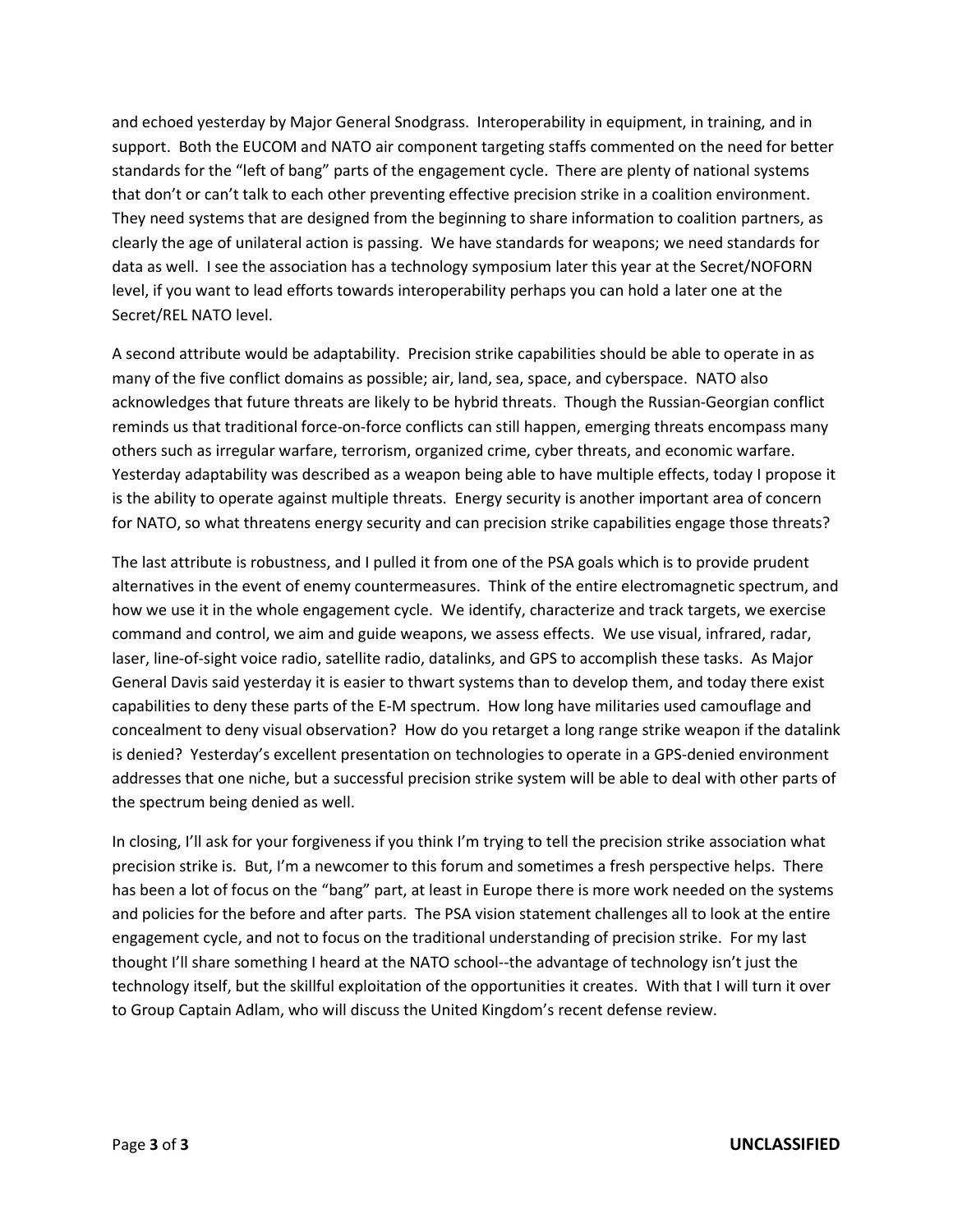and echoed yesterday by Major General Snodgrass. Interoperability in equipment, in training, and in support. Both the EUCOM and NATO air component targeting staffs commented on the need for better standards for the "left of bang" parts of the engagement cycle. There are plenty of national systems that don't or can't talk to each other preventing effective precision strike in a coalition environment. They need systems that are designed from the beginning to share information to coalition partners, as clearly the age of unilateral action is passing. We have standards for weapons; we need standards for data as well. I see the association has a technology symposium later this year at the Secret/NOFORN level, if you want to lead efforts towards interoperability perhaps you can hold a later one at the Secret/REL NATO level.

A second attribute would be adaptability. Precision strike capabilities should be able to operate in as many of the five conflict domains as possible; air, land, sea, space, and cyberspace. NATO also acknowledges that future threats are likely to be hybrid threats. Though the Russian-Georgian conflict reminds us that traditional force-on-force conflicts can still happen, emerging threats encompass many others such as irregular warfare, terrorism, organized crime, cyber threats, and economic warfare. Yesterday adaptability was described as a weapon being able to have multiple effects, today I propose it is the ability to operate against multiple threats. Energy security is another important area of concern for NATO, so what threatens energy security and can precision strike capabilities engage those threats?

The last attribute is robustness, and I pulled it from one of the PSA goals which is to provide prudent alternatives in the event of enemy countermeasures. Think of the entire electromagnetic spectrum, and how we use it in the whole engagement cycle. We identify, characterize and track targets, we exercise command and control, we aim and guide weapons, we assess effects. We use visual, infrared, radar, laser, line-of-sight voice radio, satellite radio, datalinks, and GPS to accomplish these tasks. As Major General Davis said yesterday it is easier to thwart systems than to develop them, and today there exist capabilities to deny these parts of the E-M spectrum. How long have militaries used camouflage and concealment to deny visual observation? How do you retarget a long range strike weapon if the datalink is denied? Yesterday's excellent presentation on technologies to operate in a GPS-denied environment addresses that one niche, but a successful precision strike system will be able to deal with other parts of the spectrum being denied as well.

In closing, I'll ask for your forgiveness if you think I'm trying to tell the precision strike association what precision strike is. But, I'm a newcomer to this forum and sometimes a fresh perspective helps. There has been a lot of focus on the "bang" part, at least in Europe there is more work needed on the systems and policies for the before and after parts. The PSA vision statement challenges all to look at the entire engagement cycle, and not to focus on the traditional understanding of precision strike. For my last thought I'll share something I heard at the NATO school--the advantage of technology isn't just the technology itself, but the skillful exploitation of the opportunities it creates. With that I will turn it over to Group Captain Adlam, who will discuss the United Kingdom's recent defense review.